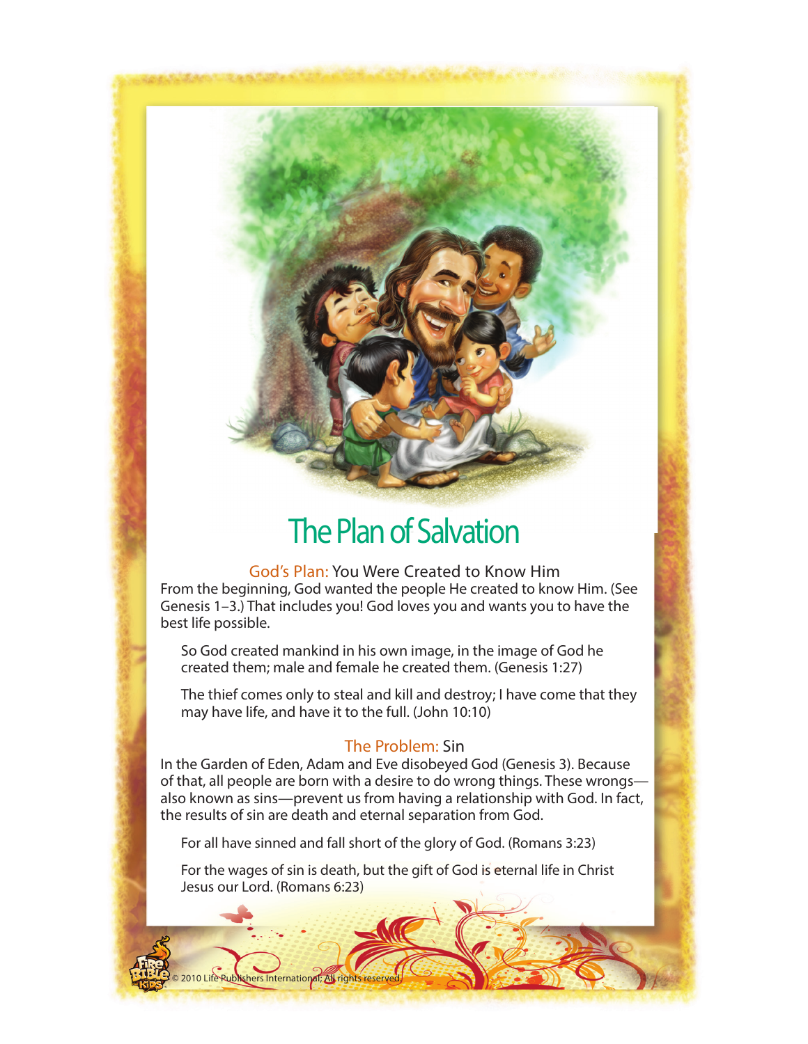# The Plan of Salvation

## God's Plan: You Were Created to Know Him

From the beginning, God wanted the people He created to know Him. (See Genesis 1–3.) That includes you! God loves you and wants you to have the best life possible.

> So God created mankind in his own image, in the image of God he created them; male and female he created them. (Genesis 1:27)

> The thief comes only to steal and kill and destroy; I have come that they may have life, and have it to the full. (John 10:10)

## The Problem: Sin

In the Garden of Eden, Adam and Eve disobeyed God (Genesis 3). Because of that, all people are born with a desire to do wrong things. These wrongs—also known as sins—prevent us from having a relationship with God. In fact, the results of sin are death and eternal separation from God.

> For all have sinned and fall short of the glory of God. (Romans 3:23)

> For the wages of sin is death, but the gift of God is eternal life in Christ Jesus our Lord. (Romans 6:23)

© 2010 Life Publishers International; All rights reserved.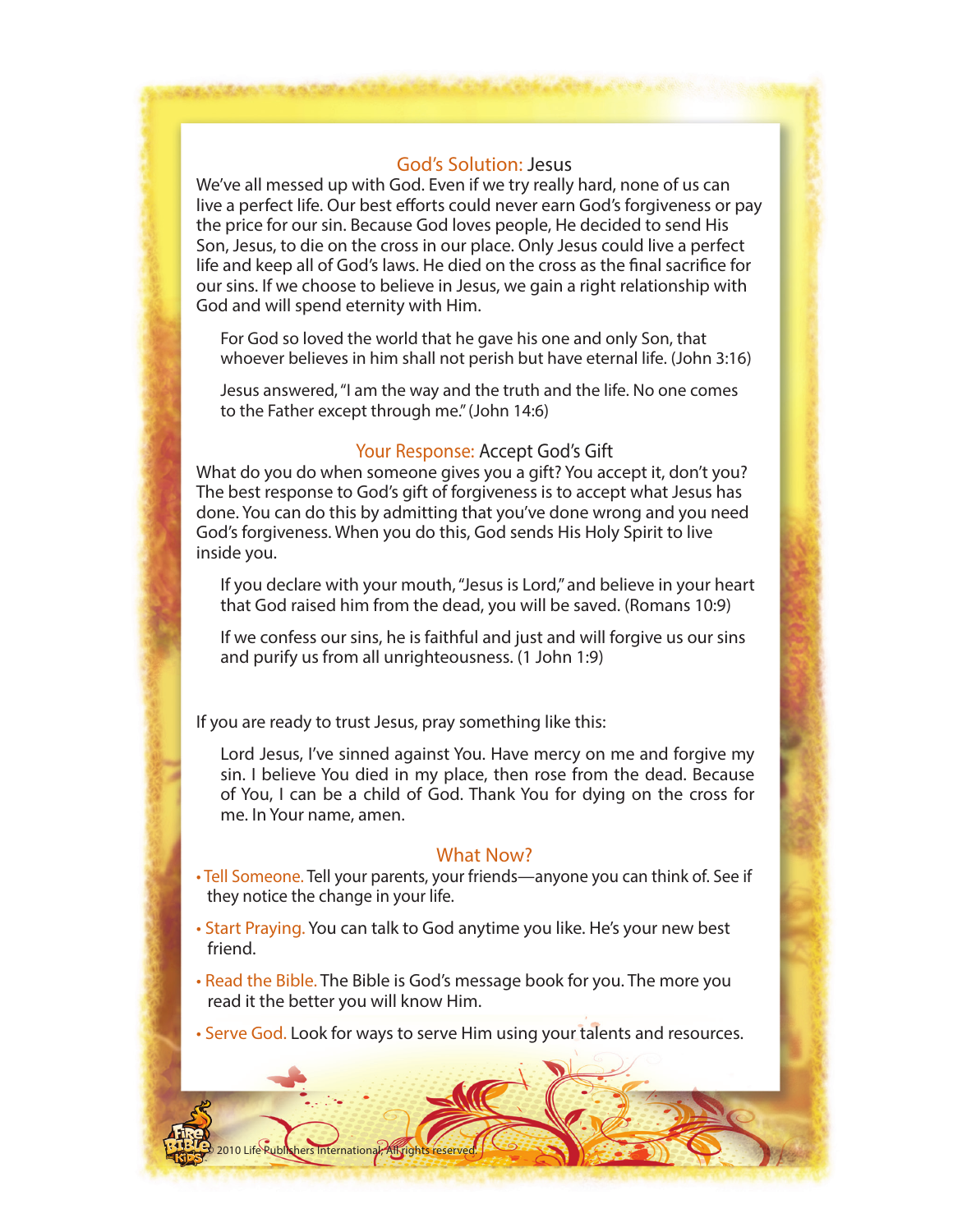## God's Solution: Jesus

We've all messed up with God. Even if we try really hard, none of us can live a perfect life. Our best efforts could never earn God's forgiveness or pay the price for our sin. Because God loves people, He decided to send His Son, Jesus, to die on the cross in our place. Only Jesus could live a perfect life and keep all of God's laws. He died on the cross as the final sacrifice for our sins. If we choose to believe in Jesus, we gain a right relationship with God and will spend eternity with Him.

> For God so loved the world that he gave his one and only Son, that whoever believes in him shall not perish but have eternal life. (John 3:16)
>
> Jesus answered, "I am the way and the truth and the life. No one comes to the Father except through me." (John 14:6)

## Your Response: Accept God's Gift

What do you do when someone gives you a gift? You accept it, don't you? The best response to God's gift of forgiveness is to accept what Jesus has done. You can do this by admitting that you've done wrong and you need God's forgiveness. When you do this, God sends His Holy Spirit to live inside you.

> If you declare with your mouth, "Jesus is Lord," and believe in your heart that God raised him from the dead, you will be saved. (Romans 10:9)
>
> If we confess our sins, he is faithful and just and will forgive us our sins and purify us from all unrighteousness. (1 John 1:9)

If you are ready to trust Jesus, pray something like this:

> Lord Jesus, I've sinned against You. Have mercy on me and forgive my sin. I believe You died in my place, then rose from the dead. Because of You, I can be a child of God. Thank You for dying on the cross for me. In Your name, amen.

## What Now?

- Tell Someone. Tell your parents, your friends—anyone you can think of. See if they notice the change in your life.
- Start Praying. You can talk to God anytime you like. He's your new best friend.
- Read the Bible. The Bible is God's message book for you. The more you read it the better you will know Him.
- Serve God. Look for ways to serve Him using your talents and resources.

© 2010 Life Publishers International. All rights reserved.